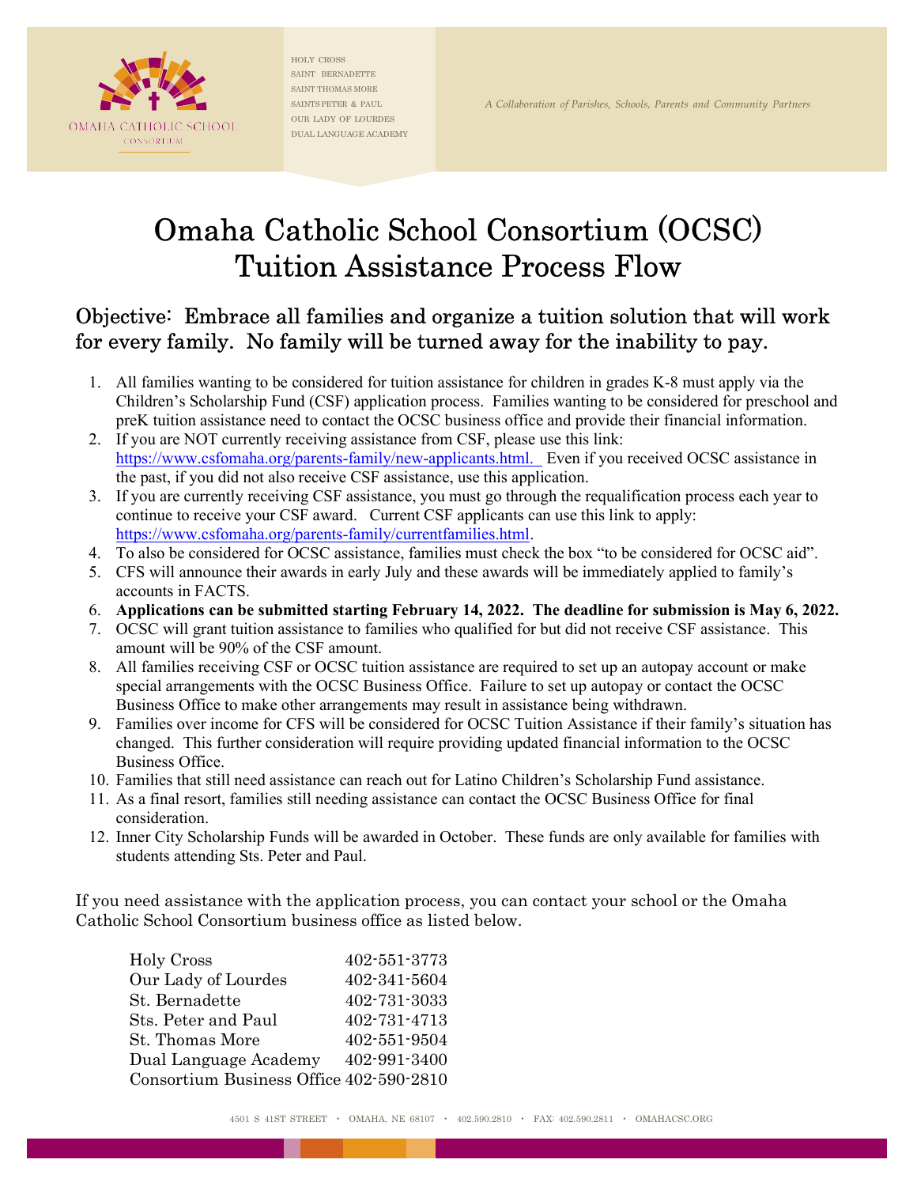OMAHA CATHOLIC SCHOOL CONSORTIUM

HOLY CROSS
SAINT BERNADETTE
SAINT THOMAS MORE
SAINTS PETER & PAUL
OUR LADY OF LOURDES
DUAL LANGUAGE ACADEMY

*A Collaboration of Parishes, Schools, Parents and Community Partners*

# Omaha Catholic School Consortium (OCSC) Tuition Assistance Process Flow

## Objective: Embrace all families and organize a tuition solution that will work for every family. No family will be turned away for the inability to pay.

1. All families wanting to be considered for tuition assistance for children in grades K-8 must apply via the Children's Scholarship Fund (CSF) application process. Families wanting to be considered for preschool and preK tuition assistance need to contact the OCSC business office and provide their financial information.
2. If you are NOT currently receiving assistance from CSF, please use this link: https://www.csfomaha.org/parents-family/new-applicants.html. Even if you received OCSC assistance in the past, if you did not also receive CSF assistance, use this application.
3. If you are currently receiving CSF assistance, you must go through the requalification process each year to continue to receive your CSF award. Current CSF applicants can use this link to apply: https://www.csfomaha.org/parents-family/currentfamilies.html.
4. To also be considered for OCSC assistance, families must check the box "to be considered for OCSC aid".
5. CFS will announce their awards in early July and these awards will be immediately applied to family's accounts in FACTS.
6. **Applications can be submitted starting February 14, 2022. The deadline for submission is May 6, 2022.**
7. OCSC will grant tuition assistance to families who qualified for but did not receive CSF assistance. This amount will be 90% of the CSF amount.
8. All families receiving CSF or OCSC tuition assistance are required to set up an autopay account or make special arrangements with the OCSC Business Office. Failure to set up autopay or contact the OCSC Business Office to make other arrangements may result in assistance being withdrawn.
9. Families over income for CFS will be considered for OCSC Tuition Assistance if their family's situation has changed. This further consideration will require providing updated financial information to the OCSC Business Office.
10. Families that still need assistance can reach out for Latino Children's Scholarship Fund assistance.
11. As a final resort, families still needing assistance can contact the OCSC Business Office for final consideration.
12. Inner City Scholarship Funds will be awarded in October. These funds are only available for families with students attending Sts. Peter and Paul.

If you need assistance with the application process, you can contact your school or the Omaha Catholic School Consortium business office as listed below.

| | |
|---|---|
| Holy Cross | 402-551-3773 |
| Our Lady of Lourdes | 402-341-5604 |
| St. Bernadette | 402-731-3033 |
| Sts. Peter and Paul | 402-731-4713 |
| St. Thomas More | 402-551-9504 |
| Dual Language Academy | 402-991-3400 |
| Consortium Business Office | 402-590-2810 |

4501 S 41ST STREET • OMAHA, NE 68107 • 402.590.2810 • FAX: 402.590.2811 • OMAHACSC.ORG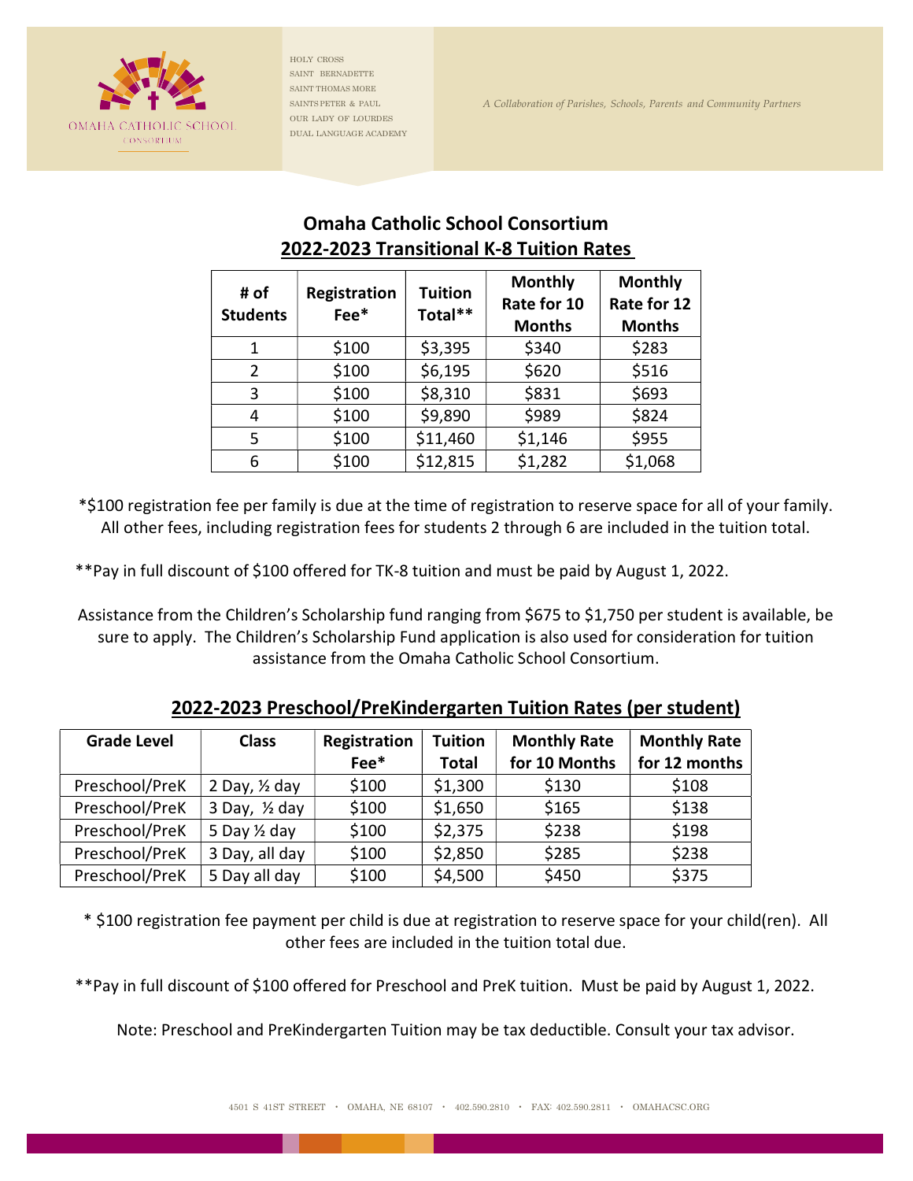OMAHA CATHOLIC SCHOOL CONSORTIUM

HOLY CROSS
SAINT BERNADETTE
SAINT THOMAS MORE
SAINTS PETER & PAUL
OUR LADY OF LOURDES
DUAL LANGUAGE ACADEMY

*A Collaboration of Parishes, Schools, Parents and Community Partners*

## Omaha Catholic School Consortium
## 2022-2023 Transitional K-8 Tuition Rates

| # of Students | Registration Fee* | Tuition Total** | Monthly Rate for 10 Months | Monthly Rate for 12 Months |
|---|---|---|---|---|
| 1 | $100 | $3,395 | $340 | $283 |
| 2 | $100 | $6,195 | $620 | $516 |
| 3 | $100 | $8,310 | $831 | $693 |
| 4 | $100 | $9,890 | $989 | $824 |
| 5 | $100 | $11,460 | $1,146 | $955 |
| 6 | $100 | $12,815 | $1,282 | $1,068 |

*$100 registration fee per family is due at the time of registration to reserve space for all of your family. All other fees, including registration fees for students 2 through 6 are included in the tuition total.

**Pay in full discount of $100 offered for TK-8 tuition and must be paid by August 1, 2022.

Assistance from the Children's Scholarship fund ranging from $675 to $1,750 per student is available, be sure to apply. The Children's Scholarship Fund application is also used for consideration for tuition assistance from the Omaha Catholic School Consortium.

## 2022-2023 Preschool/PreKindergarten Tuition Rates (per student)

| Grade Level | Class | Registration Fee* | Tuition Total | Monthly Rate for 10 Months | Monthly Rate for 12 months |
|---|---|---|---|---|---|
| Preschool/PreK | 2 Day, ½ day | $100 | $1,300 | $130 | $108 |
| Preschool/PreK | 3 Day, ½ day | $100 | $1,650 | $165 | $138 |
| Preschool/PreK | 5 Day ½ day | $100 | $2,375 | $238 | $198 |
| Preschool/PreK | 3 Day, all day | $100 | $2,850 | $285 | $238 |
| Preschool/PreK | 5 Day all day | $100 | $4,500 | $450 | $375 |

* $100 registration fee payment per child is due at registration to reserve space for your child(ren). All other fees are included in the tuition total due.

**Pay in full discount of $100 offered for Preschool and PreK tuition. Must be paid by August 1, 2022.

Note: Preschool and PreKindergarten Tuition may be tax deductible. Consult your tax advisor.

4501 S 41ST STREET • OMAHA, NE 68107 • 402.590.2810 • FAX: 402.590.2811 • OMAHACSC.ORG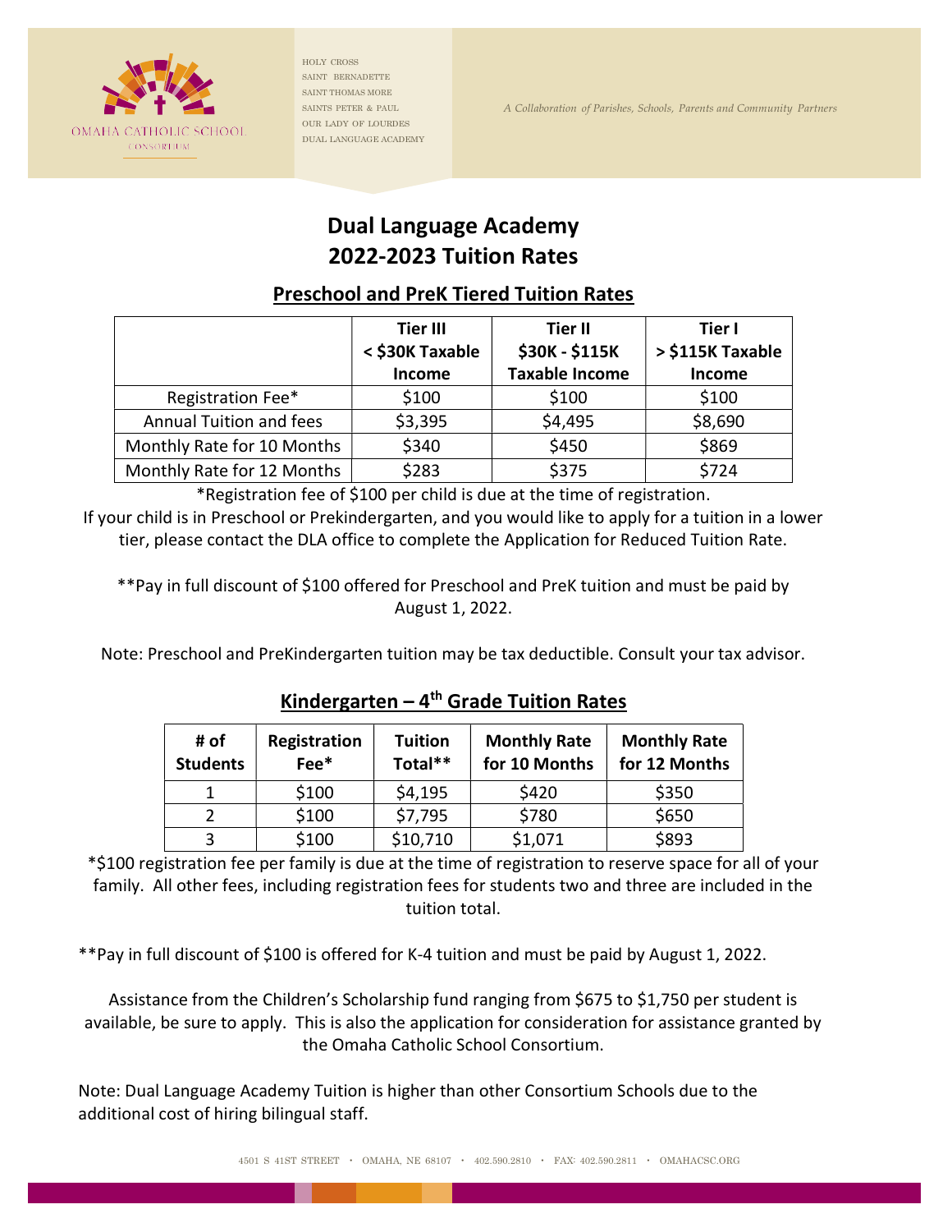OMAHA CATHOLIC SCHOOL CONSORTIUM

HOLY CROSS
SAINT BERNADETTE
SAINT THOMAS MORE
SAINTS PETER & PAUL
OUR LADY OF LOURDES
DUAL LANGUAGE ACADEMY

*A Collaboration of Parishes, Schools, Parents and Community Partners*

# Dual Language Academy
# 2022-2023 Tuition Rates

## Preschool and PreK Tiered Tuition Rates

| | Tier III < $30K Taxable Income | Tier II $30K - $115K Taxable Income | Tier I > $115K Taxable Income |
|---|---|---|---|
| Registration Fee* | $100 | $100 | $100 |
| Annual Tuition and fees | $3,395 | $4,495 | $8,690 |
| Monthly Rate for 10 Months | $340 | $450 | $869 |
| Monthly Rate for 12 Months | $283 | $375 | $724 |

*Registration fee of $100 per child is due at the time of registration.

If your child is in Preschool or Prekindergarten, and you would like to apply for a tuition in a lower tier, please contact the DLA office to complete the Application for Reduced Tuition Rate.

**Pay in full discount of $100 offered for Preschool and PreK tuition and must be paid by August 1, 2022.

Note: Preschool and PreKindergarten tuition may be tax deductible. Consult your tax advisor.

## Kindergarten – 4th Grade Tuition Rates

| # of Students | Registration Fee* | Tuition Total** | Monthly Rate for 10 Months | Monthly Rate for 12 Months |
|---|---|---|---|---|
| 1 | $100 | $4,195 | $420 | $350 |
| 2 | $100 | $7,795 | $780 | $650 |
| 3 | $100 | $10,710 | $1,071 | $893 |

*$100 registration fee per family is due at the time of registration to reserve space for all of your family. All other fees, including registration fees for students two and three are included in the tuition total.

**Pay in full discount of $100 is offered for K-4 tuition and must be paid by August 1, 2022.

Assistance from the Children's Scholarship fund ranging from $675 to $1,750 per student is available, be sure to apply. This is also the application for consideration for assistance granted by the Omaha Catholic School Consortium.

Note: Dual Language Academy Tuition is higher than other Consortium Schools due to the additional cost of hiring bilingual staff.

4501 S 41ST STREET • OMAHA, NE 68107 • 402.590.2810 • FAX: 402.590.2811 • OMAHACSC.ORG